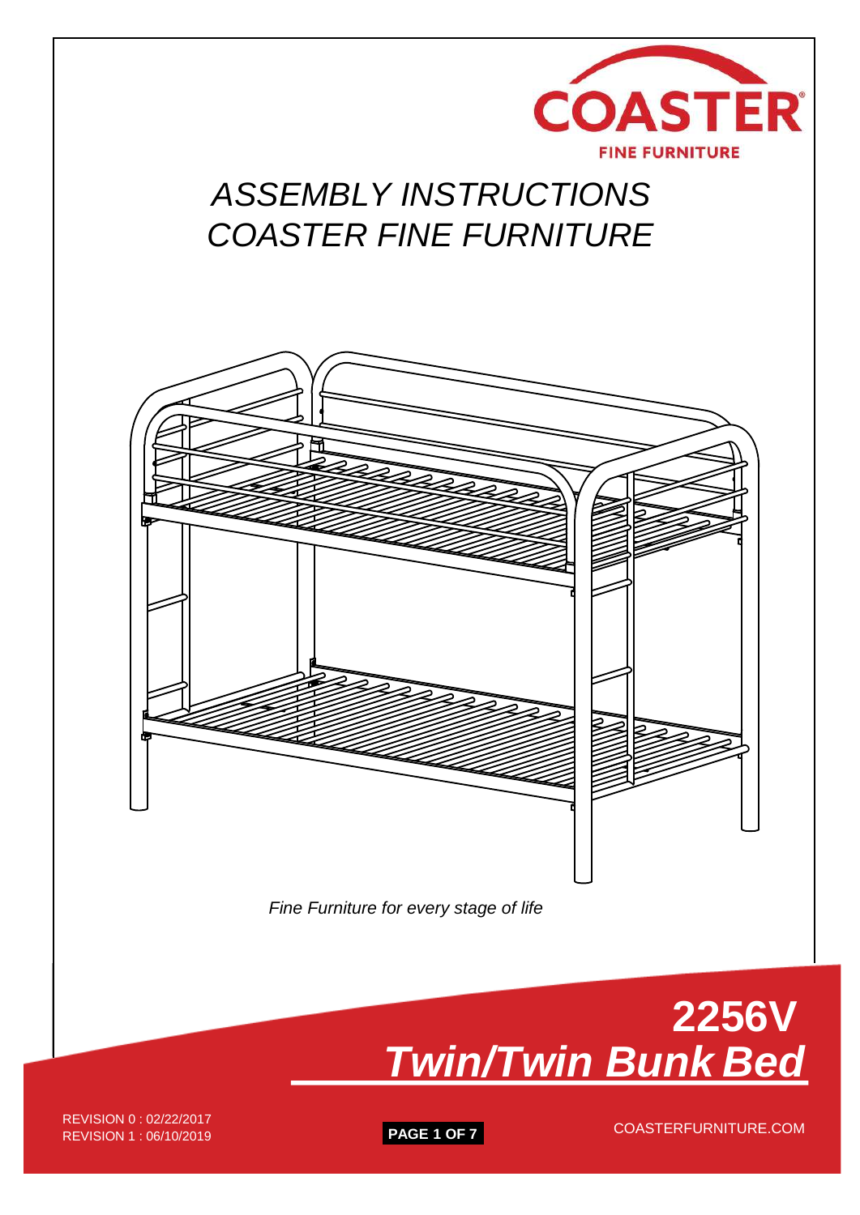COASTER

FINE FURNITURE

# *ASSEMBLY INSTRUCTIONS*
# *COASTER FINE FURNITURE*

*Fine Furniture for every stage of life*

## 2256V
## *Twin/Twin Bunk Bed*

REVISION 0 : 02/22/2017
REVISION 1 : 06/10/2019

COASTERFURNITURE.COM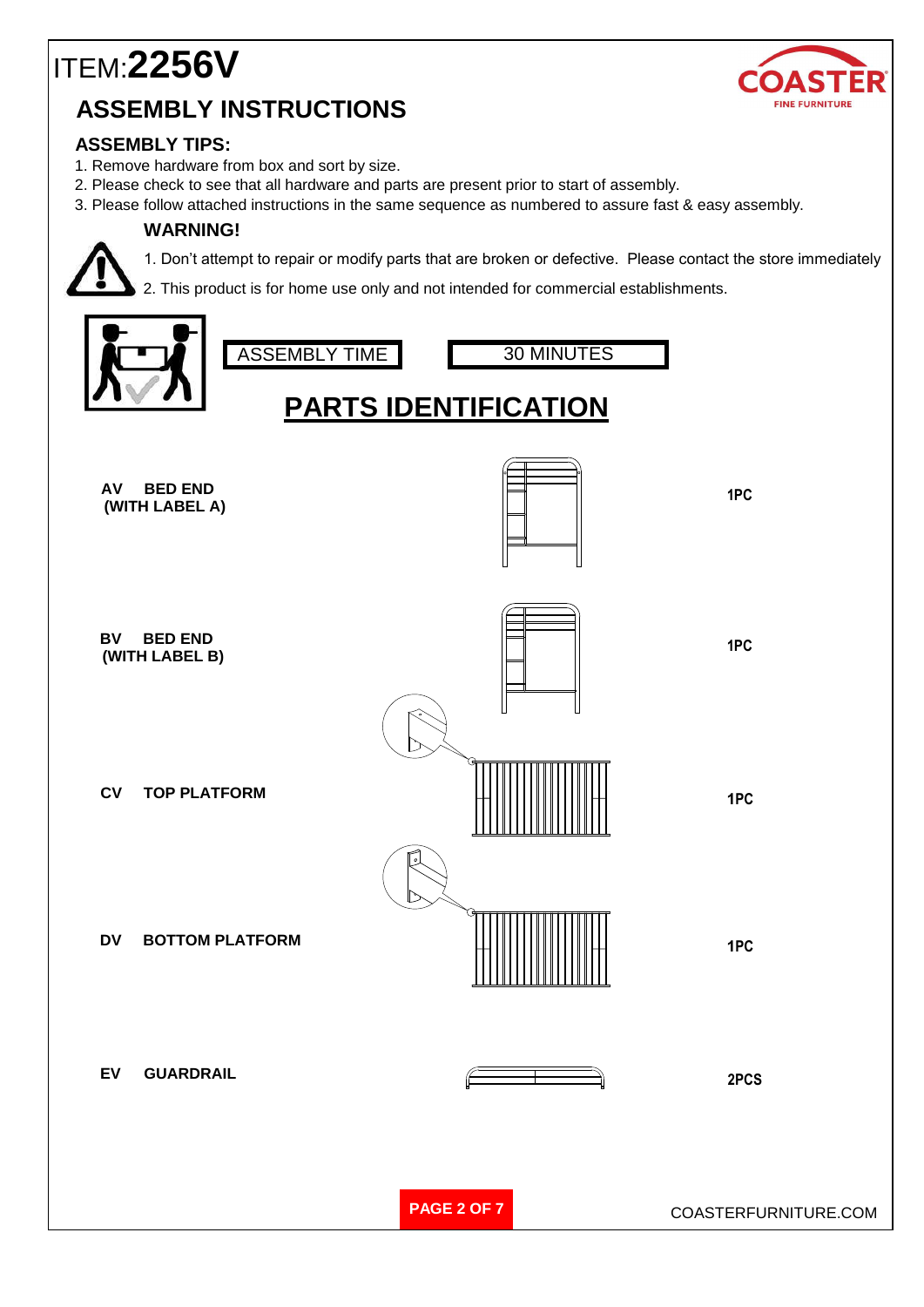# ITEM:2256V

## ASSEMBLY INSTRUCTIONS

### ASSEMBLY TIPS:

1. Remove hardware from box and sort by size.
2. Please check to see that all hardware and parts are present prior to start of assembly.
3. Please follow attached instructions in the same sequence as numbered to assure fast & easy assembly.

### WARNING!

1. Don't attempt to repair or modify parts that are broken or defective. Please contact the store immediately
2. This product is for home use only and not intended for commercial establishments.

| ASSEMBLY TIME | 30 MINUTES |
|---|---|

## PARTS IDENTIFICATION

| Part | Description | Qty |
|---|---|---|
| AV | BED END (WITH LABEL A) | 1PC |
| BV | BED END (WITH LABEL B) | 1PC |
| CV | TOP PLATFORM | 1PC |
| DV | BOTTOM PLATFORM | 1PC |
| EV | GUARDRAIL | 2PCS |

COASTERFURNITURE.COM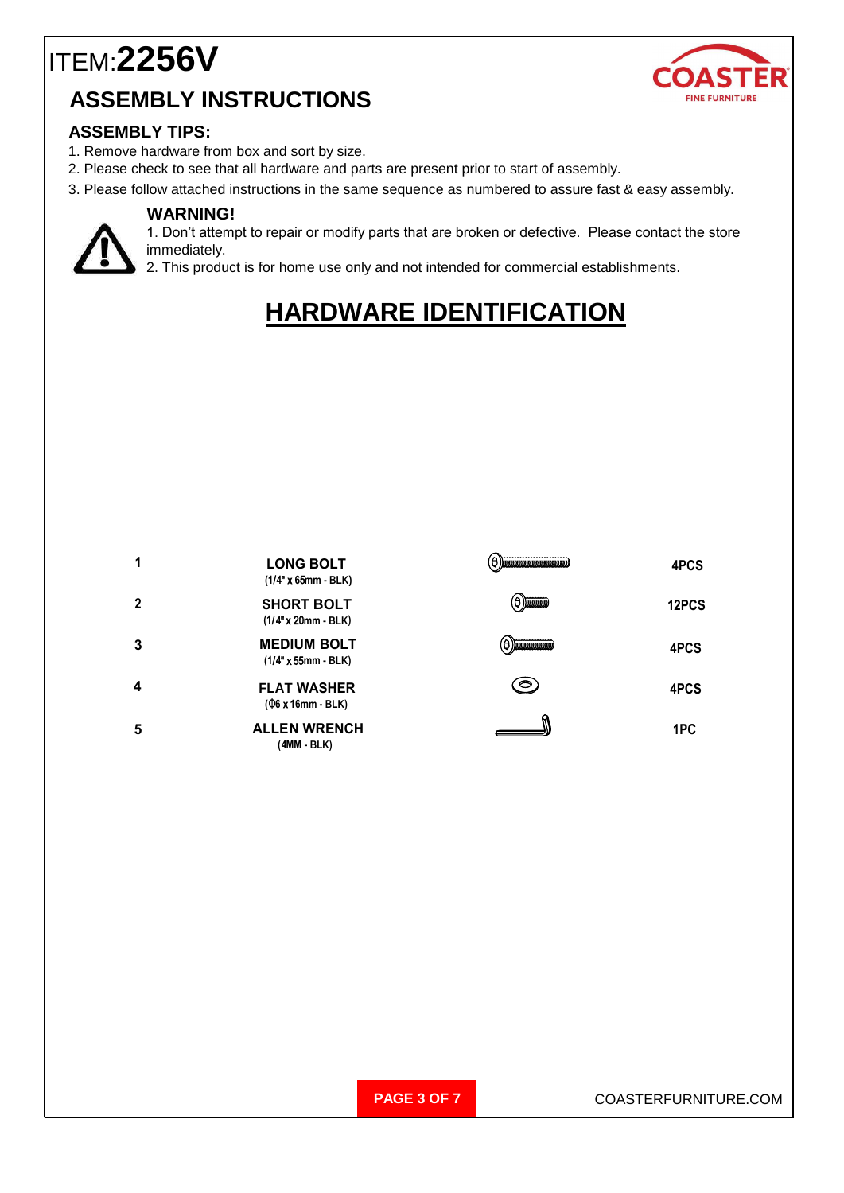# ITEM:**2256V**

## ASSEMBLY INSTRUCTIONS

COASTER
FINE FURNITURE

### ASSEMBLY TIPS:

1. Remove hardware from box and sort by size.
2. Please check to see that all hardware and parts are present prior to start of assembly.
3. Please follow attached instructions in the same sequence as numbered to assure fast & easy assembly.

**WARNING!**

1. Don't attempt to repair or modify parts that are broken or defective. Please contact the store immediately.
2. This product is for home use only and not intended for commercial establishments.

## HARDWARE IDENTIFICATION

| | | |
|---|---|---|
| 1 | **LONG BOLT** (1/4" x 65mm - BLK) | 4PCS |
| 2 | **SHORT BOLT** (1/4" x 20mm - BLK) | 12PCS |
| 3 | **MEDIUM BOLT** (1/4" x 55mm - BLK) | 4PCS |
| 4 | **FLAT WASHER** (Φ6 x 16mm - BLK) | 4PCS |
| 5 | **ALLEN WRENCH** (4MM - BLK) | 1PC |

COASTERFURNITURE.COM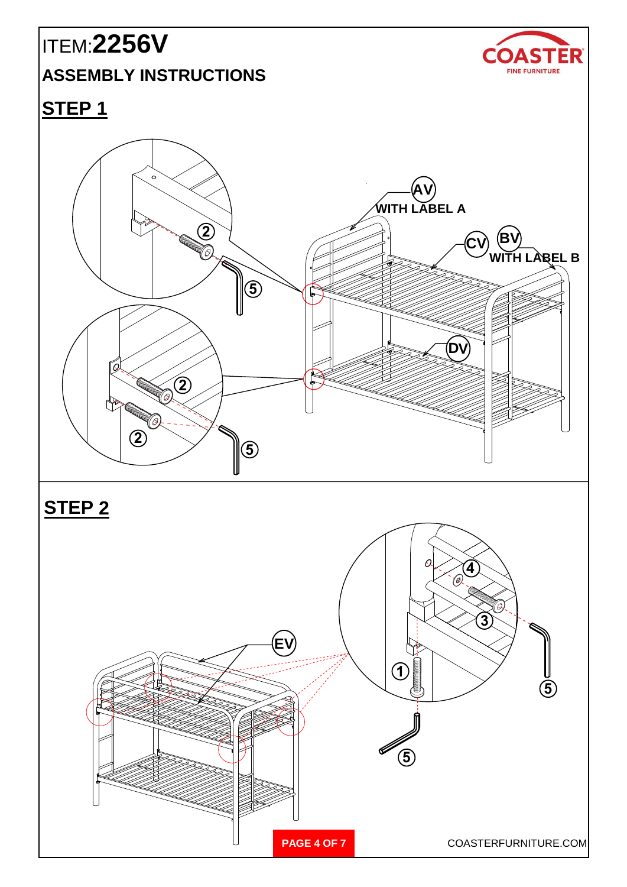ITEM:**2256V**

**ASSEMBLY INSTRUCTIONS**

## STEP 1

AV WITH LABEL A

CV

BV WITH LABEL B

DV

2

5

## STEP 2

EV

1

2

3

4

5

COASTERFURNITURE.COM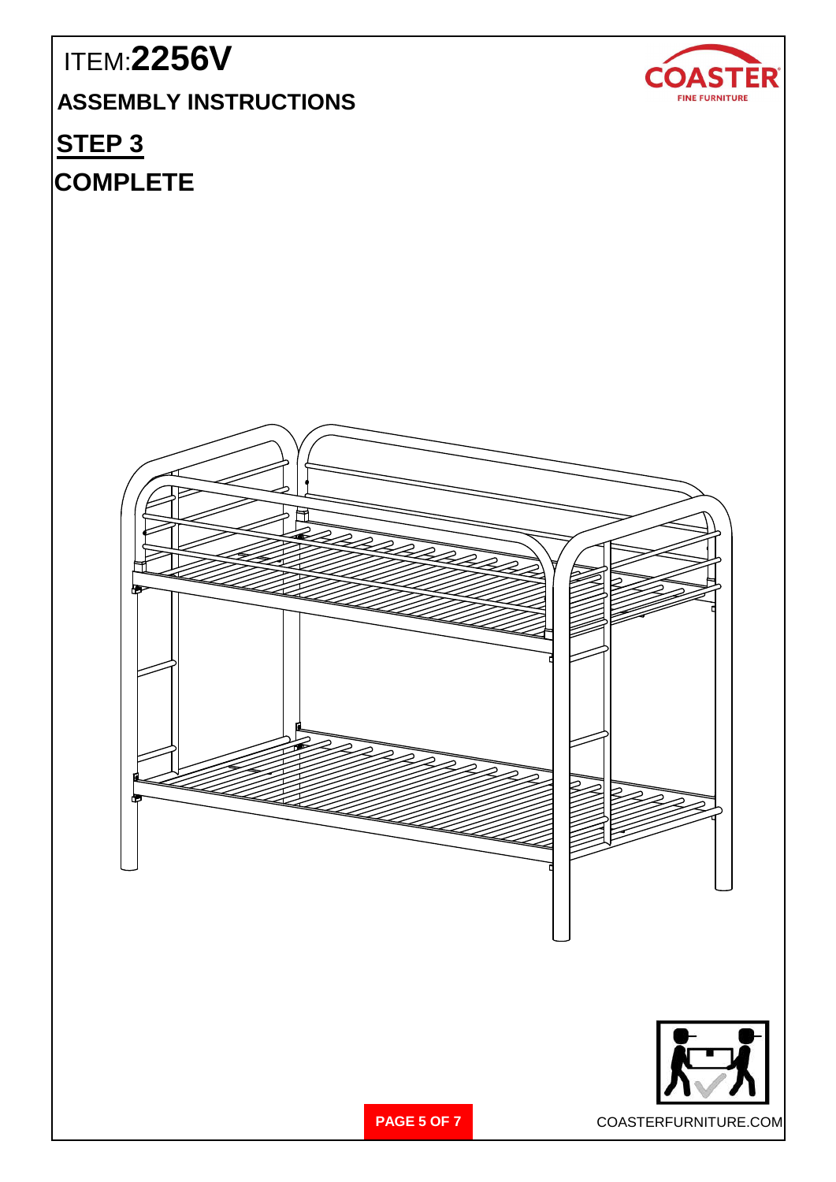ITEM: **2256V**

## ASSEMBLY INSTRUCTIONS

## STEP 3

## COMPLETE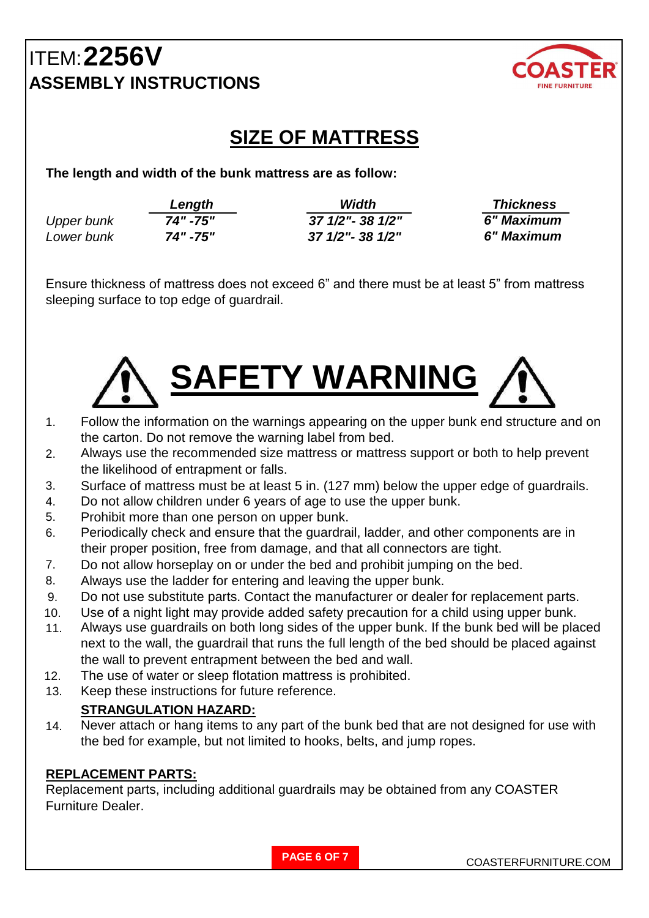# ITEM: **2256V**

## ASSEMBLY INSTRUCTIONS

## SIZE OF MATTRESS

**The length and width of the bunk mattress are as follow:**

| | Length | Width | Thickness |
|---|---|---|---|
| *Upper bunk* | ***74" -75"*** | ***37 1/2"- 38 1/2"*** | ***6" Maximum*** |
| *Lower bunk* | ***74" -75"*** | ***37 1/2"- 38 1/2"*** | ***6" Maximum*** |

Ensure thickness of mattress does not exceed 6” and there must be at least 5” from mattress sleeping surface to top edge of guardrail.

## SAFETY WARNING

1. Follow the information on the warnings appearing on the upper bunk end structure and on the carton. Do not remove the warning label from bed.
2. Always use the recommended size mattress or mattress support or both to help prevent the likelihood of entrapment or falls.
3. Surface of mattress must be at least 5 in. (127 mm) below the upper edge of guardrails.
4. Do not allow children under 6 years of age to use the upper bunk.
5. Prohibit more than one person on upper bunk.
6. Periodically check and ensure that the guardrail, ladder, and other components are in their proper position, free from damage, and that all connectors are tight.
7. Do not allow horseplay on or under the bed and prohibit jumping on the bed.
8. Always use the ladder for entering and leaving the upper bunk.
9. Do not use substitute parts. Contact the manufacturer or dealer for replacement parts.
10. Use of a night light may provide added safety precaution for a child using upper bunk.
11. Always use guardrails on both long sides of the upper bunk. If the bunk bed will be placed next to the wall, the guardrail that runs the full length of the bed should be placed against the wall to prevent entrapment between the bed and wall.
12. The use of water or sleep flotation mattress is prohibited.
13. Keep these instructions for future reference.

**STRANGULATION HAZARD:**

14. Never attach or hang items to any part of the bunk bed that are not designed for use with the bed for example, but not limited to hooks, belts, and jump ropes.

**REPLACEMENT PARTS:**

Replacement parts, including additional guardrails may be obtained from any COASTER Furniture Dealer.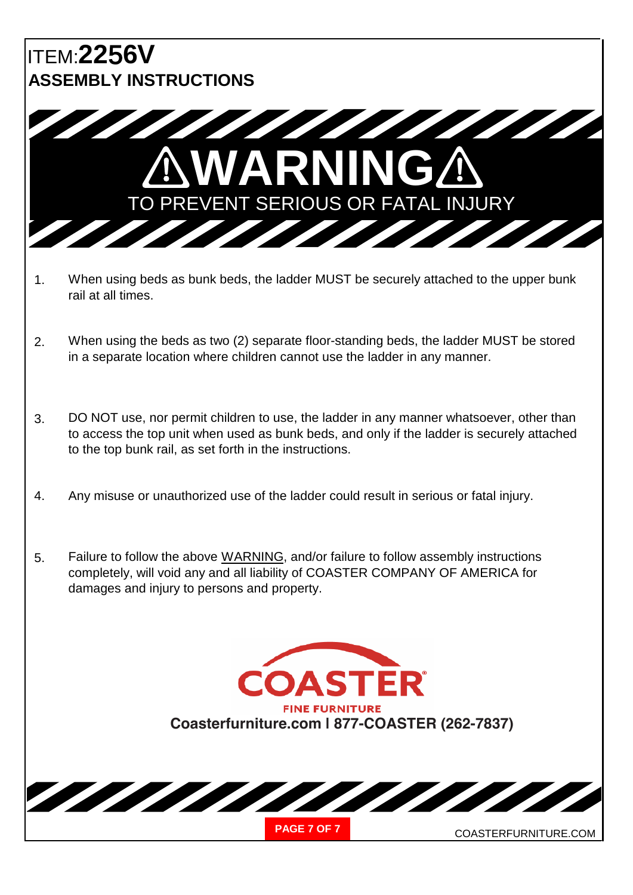# ITEM:**2256V**

## ASSEMBLY INSTRUCTIONS

# ⚠WARNING⚠

TO PREVENT SERIOUS OR FATAL INJURY

1. When using beds as bunk beds, the ladder MUST be securely attached to the upper bunk rail at all times.

2. When using the beds as two (2) separate floor-standing beds, the ladder MUST be stored in a separate location where children cannot use the ladder in any manner.

3. DO NOT use, nor permit children to use, the ladder in any manner whatsoever, other than to access the top unit when used as bunk beds, and only if the ladder is securely attached to the top bunk rail, as set forth in the instructions.

4. Any misuse or unauthorized use of the ladder could result in serious or fatal injury.

5. Failure to follow the above WARNING, and/or failure to follow assembly instructions completely, will void any and all liability of COASTER COMPANY OF AMERICA for damages and injury to persons and property.

COASTER

FINE FURNITURE

**Coasterfurniture.com | 877-COASTER (262-7837)**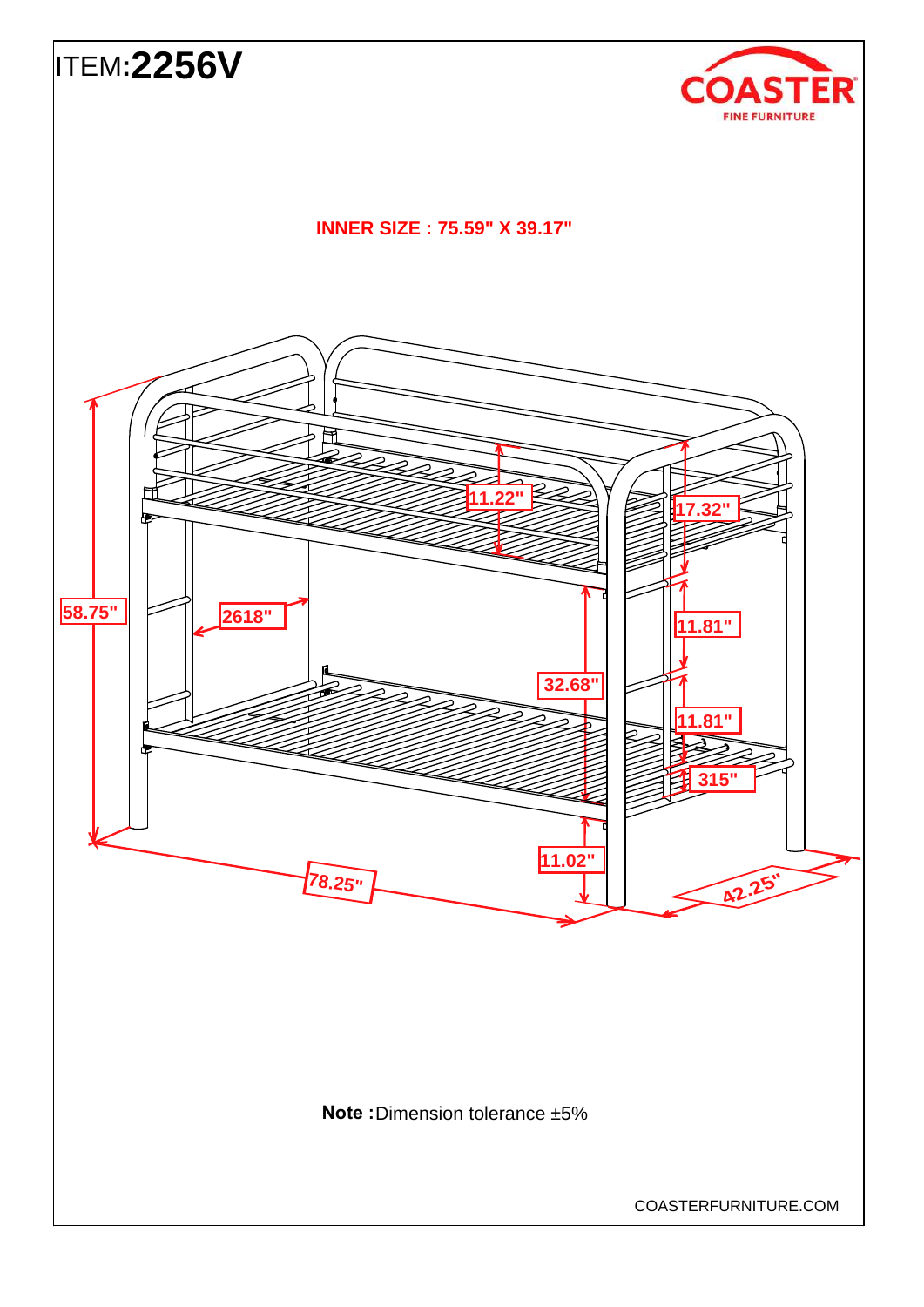ITEM:**2256V**

COASTER FINE FURNITURE

**INNER SIZE : 75.59" X 39.17"**

58.75"

2618"

11.22"

17.32"

11.81"

32.68"

11.81"

315"

11.02"

78.25"

42.25"

**Note :** Dimension tolerance ±5%

COASTERFURNITURE.COM